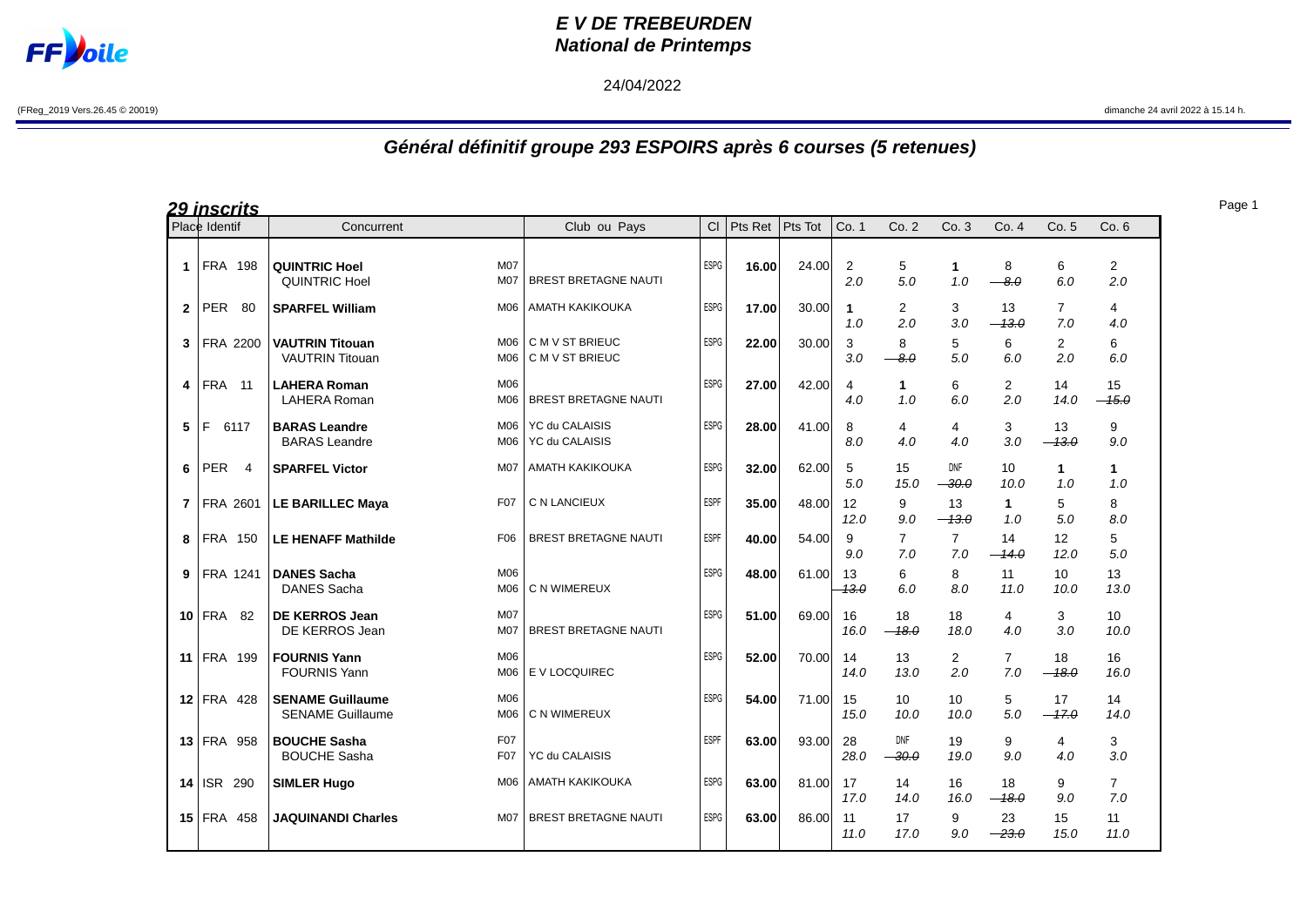# E V DE TREBEURDEN
## National de Printemps

24/04/2022

(FReg_2019 Vers.26.45 © 20019)

dimanche 24 avril 2022 à 15.14 h.

## Général définitif groupe 293 ESPOIRS après 6 courses (5 retenues)

**29 inscrits**

| Place | Identif | Concurrent | | Club ou Pays | Cl | Pts Ret | Pts Tot | Co. 1 | Co. 2 | Co. 3 | Co. 4 | Co. 5 | Co. 6 |
|---|---|---|---|---|---|---|---|---|---|---|---|---|---|
| 1 | FRA 198 | **QUINTRIC Hoel**<br>QUINTRIC Hoel | M07<br>M07 | <br>BREST BRETAGNE NAUTI | ESPG | **16.00** | 24.00 | 2<br>2.0 | 5<br>5.0 | **1**<br>1.0 | 8<br>~~8.0~~ | 6<br>6.0 | 2<br>2.0 |
| 2 | PER 80 | **SPARFEL William** | M06 | AMATH KAKIKOUKA | ESPG | **17.00** | 30.00 | **1**<br>1.0 | 2<br>2.0 | 3<br>3.0 | 13<br>~~13.0~~ | 7<br>7.0 | 4<br>4.0 |
| 3 | FRA 2200 | **VAUTRIN Titouan**<br>VAUTRIN Titouan | M06<br>M06 | C M V ST BRIEUC<br>C M V ST BRIEUC | ESPG | **22.00** | 30.00 | 3<br>3.0 | 8<br>~~8.0~~ | 5<br>5.0 | 6<br>6.0 | 2<br>2.0 | 6<br>6.0 |
| 4 | FRA 11 | **LAHERA Roman**<br>LAHERA Roman | M06<br>M06 | <br>BREST BRETAGNE NAUTI | ESPG | **27.00** | 42.00 | 4<br>4.0 | **1**<br>1.0 | 6<br>6.0 | 2<br>2.0 | 14<br>14.0 | 15<br>~~15.0~~ |
| 5 | F 6117 | **BARAS Leandre**<br>BARAS Leandre | M06<br>M06 | YC du CALAISIS<br>YC du CALAISIS | ESPG | **28.00** | 41.00 | 8<br>8.0 | 4<br>4.0 | 4<br>4.0 | 3<br>3.0 | 13<br>~~13.0~~ | 9<br>9.0 |
| 6 | PER 4 | **SPARFEL Victor** | M07 | AMATH KAKIKOUKA | ESPG | **32.00** | 62.00 | 5<br>5.0 | 15<br>15.0 | DNF<br>~~30.0~~ | 10<br>10.0 | **1**<br>1.0 | **1**<br>1.0 |
| 7 | FRA 2601 | **LE BARILLEC Maya** | F07 | C N LANCIEUX | ESPF | **35.00** | 48.00 | 12<br>12.0 | 9<br>9.0 | 13<br>~~13.0~~ | **1**<br>1.0 | 5<br>5.0 | 8<br>8.0 |
| 8 | FRA 150 | **LE HENAFF Mathilde** | F06 | BREST BRETAGNE NAUTI | ESPF | **40.00** | 54.00 | 9<br>9.0 | 7<br>7.0 | 7<br>7.0 | 14<br>~~14.0~~ | 12<br>12.0 | 5<br>5.0 |
| 9 | FRA 1241 | **DANES Sacha**<br>DANES Sacha | M06<br>M06 | <br>C N WIMEREUX | ESPG | **48.00** | 61.00 | 13<br>~~13.0~~ | 6<br>6.0 | 8<br>8.0 | 11<br>11.0 | 10<br>10.0 | 13<br>13.0 |
| 10 | FRA 82 | **DE KERROS Jean**<br>DE KERROS Jean | M07<br>M07 | <br>BREST BRETAGNE NAUTI | ESPG | **51.00** | 69.00 | 16<br>16.0 | 18<br>~~18.0~~ | 18<br>18.0 | 4<br>4.0 | 3<br>3.0 | 10<br>10.0 |
| 11 | FRA 199 | **FOURNIS Yann**<br>FOURNIS Yann | M06<br>M06 | <br>E V LOCQUIREC | ESPG | **52.00** | 70.00 | 14<br>14.0 | 13<br>13.0 | 2<br>2.0 | 7<br>7.0 | 18<br>~~18.0~~ | 16<br>16.0 |
| 12 | FRA 428 | **SENAME Guillaume**<br>SENAME Guillaume | M06<br>M06 | <br>C N WIMEREUX | ESPG | **54.00** | 71.00 | 15<br>15.0 | 10<br>10.0 | 10<br>10.0 | 5<br>5.0 | 17<br>~~17.0~~ | 14<br>14.0 |
| 13 | FRA 958 | **BOUCHE Sasha**<br>BOUCHE Sasha | F07<br>F07 | <br>YC du CALAISIS | ESPF | **63.00** | 93.00 | 28<br>28.0 | DNF<br>~~30.0~~ | 19<br>19.0 | 9<br>9.0 | 4<br>4.0 | 3<br>3.0 |
| 14 | ISR 290 | **SIMLER Hugo** | M06 | AMATH KAKIKOUKA | ESPG | **63.00** | 81.00 | 17<br>17.0 | 14<br>14.0 | 16<br>16.0 | 18<br>~~18.0~~ | 9<br>9.0 | 7<br>7.0 |
| 15 | FRA 458 | **JAQUINANDI Charles** | M07 | BREST BRETAGNE NAUTI | ESPG | **63.00** | 86.00 | 11<br>11.0 | 17<br>17.0 | 9<br>9.0 | 23<br>~~23.0~~ | 15<br>15.0 | 11<br>11.0 |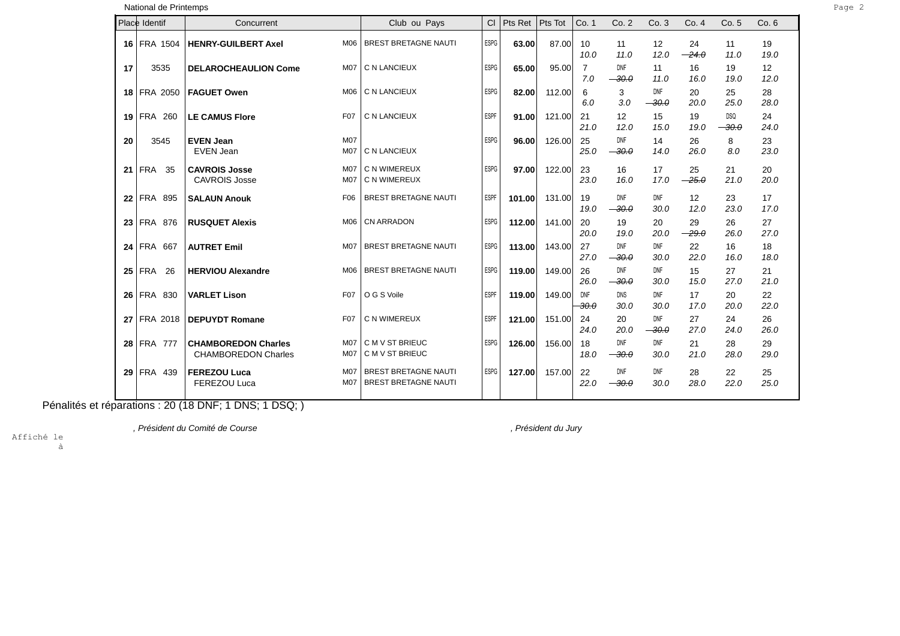National de Printemps

| Place | Identif | Concurrent | | Club ou Pays | Cl | Pts Ret | Pts Tot | Co. 1 | Co. 2 | Co. 3 | Co. 4 | Co. 5 | Co. 6 |
|---|---|---|---|---|---|---|---|---|---|---|---|---|---|
| **16** | FRA 1504 | **HENRY-GUILBERT Axel** | M06 | BREST BRETAGNE NAUTI | ESPG | **63.00** | 87.00 | 10 *10.0* | 11 *11.0* | 12 *12.0* | 24 *~~24.0~~* | 11 *11.0* | 19 *19.0* |
| **17** | 3535 | **DELAROCHEAULION Come** | M07 | C N LANCIEUX | ESPG | **65.00** | 95.00 | 7 *7.0* | DNF *~~30.0~~* | 11 *11.0* | 16 *16.0* | 19 *19.0* | 12 *12.0* |
| **18** | FRA 2050 | **FAGUET Owen** | M06 | C N LANCIEUX | ESPG | **82.00** | 112.00 | 6 *6.0* | 3 *3.0* | DNF *~~30.0~~* | 20 *20.0* | 25 *25.0* | 28 *28.0* |
| **19** | FRA 260 | **LE CAMUS Flore** | F07 | C N LANCIEUX | ESPF | **91.00** | 121.00 | 21 *21.0* | 12 *12.0* | 15 *15.0* | 19 *19.0* | DSQ *~~30.0~~* | 24 *24.0* |
| **20** | 3545 | **EVEN Jean** / EVEN Jean | M07 / M07 | / C N LANCIEUX | ESPG | **96.00** | 126.00 | 25 *25.0* | DNF *~~30.0~~* | 14 *14.0* | 26 *26.0* | 8 *8.0* | 23 *23.0* |
| **21** | FRA 35 | **CAVROIS Josse** / CAVROIS Josse | M07 / M07 | C N WIMEREUX / C N WIMEREUX | ESPG | **97.00** | 122.00 | 23 *23.0* | 16 *16.0* | 17 *17.0* | 25 *~~25.0~~* | 21 *21.0* | 20 *20.0* |
| **22** | FRA 895 | **SALAUN Anouk** | F06 | BREST BRETAGNE NAUTI | ESPF | **101.00** | 131.00 | 19 *19.0* | DNF *~~30.0~~* | DNF *30.0* | 12 *12.0* | 23 *23.0* | 17 *17.0* |
| **23** | FRA 876 | **RUSQUET Alexis** | M06 | CN ARRADON | ESPG | **112.00** | 141.00 | 20 *20.0* | 19 *19.0* | 20 *20.0* | 29 *~~29.0~~* | 26 *26.0* | 27 *27.0* |
| **24** | FRA 667 | **AUTRET Emil** | M07 | BREST BRETAGNE NAUTI | ESPG | **113.00** | 143.00 | 27 *27.0* | DNF *~~30.0~~* | DNF *30.0* | 22 *22.0* | 16 *16.0* | 18 *18.0* |
| **25** | FRA 26 | **HERVIOU Alexandre** | M06 | BREST BRETAGNE NAUTI | ESPG | **119.00** | 149.00 | 26 *26.0* | DNF *~~30.0~~* | DNF *30.0* | 15 *15.0* | 27 *27.0* | 21 *21.0* |
| **26** | FRA 830 | **VARLET Lison** | F07 | O G S Voile | ESPF | **119.00** | 149.00 | DNF *~~30.0~~* | DNS *30.0* | DNF *30.0* | 17 *17.0* | 20 *20.0* | 22 *22.0* |
| **27** | FRA 2018 | **DEPUYDT Romane** | F07 | C N WIMEREUX | ESPF | **121.00** | 151.00 | 24 *24.0* | 20 *20.0* | DNF *~~30.0~~* | 27 *27.0* | 24 *24.0* | 26 *26.0* |
| **28** | FRA 777 | **CHAMBOREDON Charles** / CHAMBOREDON Charles | M07 / M07 | C M V ST BRIEUC / C M V ST BRIEUC | ESPG | **126.00** | 156.00 | 18 *18.0* | DNF *~~30.0~~* | DNF *30.0* | 21 *21.0* | 28 *28.0* | 29 *29.0* |
| **29** | FRA 439 | **FEREZOU Luca** / FEREZOU Luca | M07 / M07 | BREST BRETAGNE NAUTI / BREST BRETAGNE NAUTI | ESPG | **127.00** | 157.00 | 22 *22.0* | DNF *~~30.0~~* | DNF *30.0* | 28 *28.0* | 22 *22.0* | 25 *25.0* |

Pénalités et réparations : 20 (18 DNF; 1 DNS; 1 DSQ; )

*, Président du Comité de Course* *, Président du Jury*

Affiché le
à